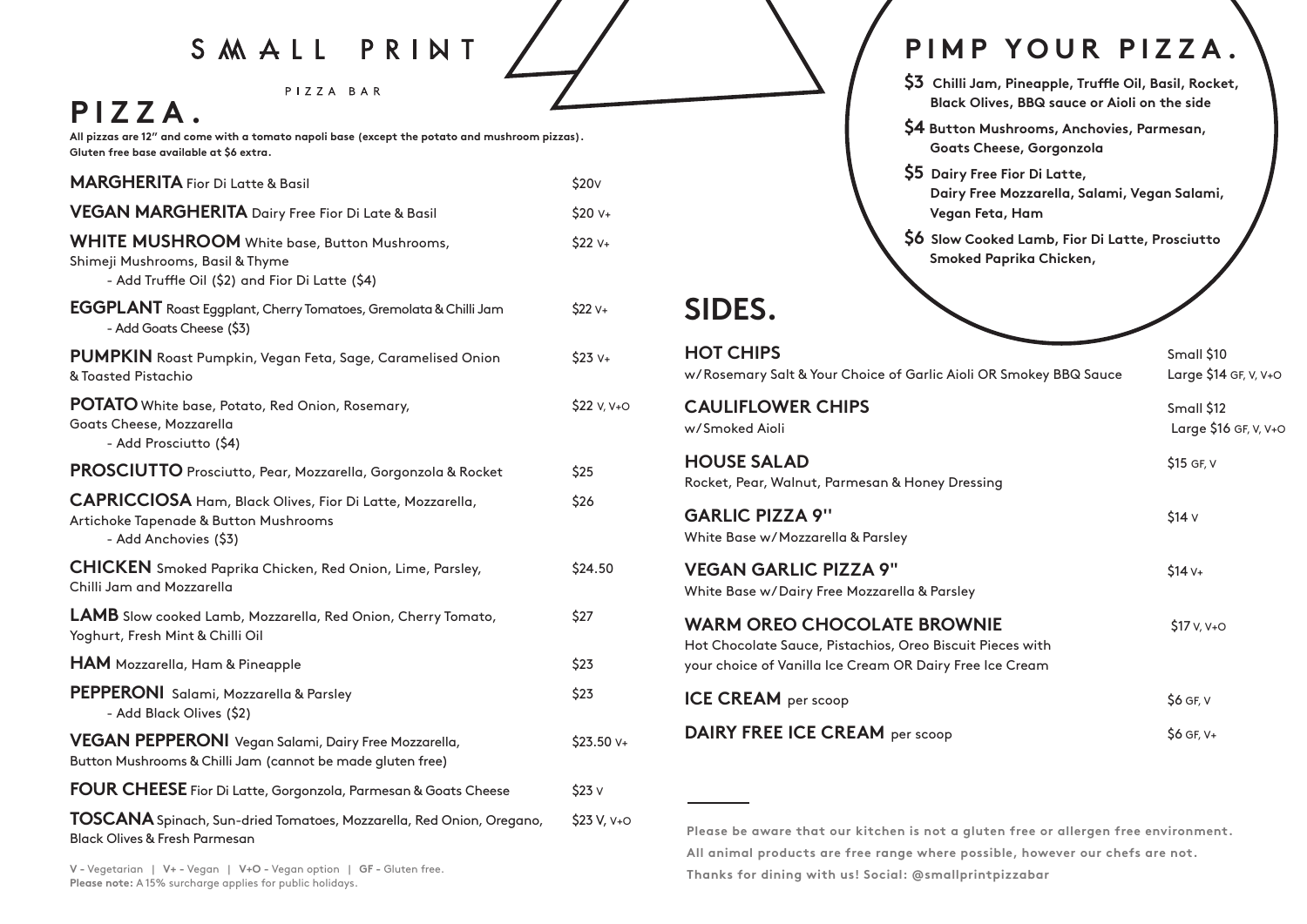# SMALL PRINT

PIZZA BAR

## PIZZA.

**All pizzas are 12" and come with a tomato napoli base (except the potato and mushroom pizzas). Gluten free base available at $6 extra.**

**MARGHERITA** Fior Di Latte & Basil — $20V

**VEGAN MARGHERITA** Dairy Free Fior Di Late & Basil — $20 V+

**WHITE MUSHROOM** White base, Button Mushrooms, Shimeji Mushrooms, Basil & Thyme — $22 V+
- Add Truffle Oil ($2) and Fior Di Latte ($4)

**EGGPLANT** Roast Eggplant, Cherry Tomatoes, Gremolata & Chilli Jam — $22 V+
- Add Goats Cheese ($3)

**PUMPKIN** Roast Pumpkin, Vegan Feta, Sage, Caramelised Onion & Toasted Pistachio — $23 V+

**POTATO** White base, Potato, Red Onion, Rosemary, Goats Cheese, Mozzarella — $22 V, V+O
- Add Prosciutto ($4)

**PROSCIUTTO** Prosciutto, Pear, Mozzarella, Gorgonzola & Rocket — $25

**CAPRICCIOSA** Ham, Black Olives, Fior Di Latte, Mozzarella, Artichoke Tapenade & Button Mushrooms — $26
- Add Anchovies ($3)

**CHICKEN** Smoked Paprika Chicken, Red Onion, Lime, Parsley, Chilli Jam and Mozzarella — $24.50

**LAMB** Slow cooked Lamb, Mozzarella, Red Onion, Cherry Tomato, Yoghurt, Fresh Mint & Chilli Oil — $27

**HAM** Mozzarella, Ham & Pineapple — $23

**PEPPERONI** Salami, Mozzarella & Parsley — $23
- Add Black Olives ($2)

**VEGAN PEPPERONI** Vegan Salami, Dairy Free Mozzarella, Button Mushrooms & Chilli Jam (cannot be made gluten free) — $23.50 V+

**FOUR CHEESE** Fior Di Latte, Gorgonzola, Parmesan & Goats Cheese — $23 V

**TOSCANA** Spinach, Sun-dried Tomatoes, Mozzarella, Red Onion, Oregano, Black Olives & Fresh Parmesan — $23 V, V+O

V - Vegetarian | V+ - Vegan | V+O - Vegan option | GF - Gluten free.
**Please note:** A 15% surcharge applies for public holidays.

## PIMP YOUR PIZZA.

**$3** Chilli Jam, Pineapple, Truffle Oil, Basil, Rocket, Black Olives, BBQ sauce or Aioli on the side

**$4** Button Mushrooms, Anchovies, Parmesan, Goats Cheese, Gorgonzola

**$5** Dairy Free Fior Di Latte, Dairy Free Mozzarella, Salami, Vegan Salami, Vegan Feta, Ham

**$6** Slow Cooked Lamb, Fior Di Latte, Prosciutto Smoked Paprika Chicken,

## SIDES.

**HOT CHIPS** w/ Rosemary Salt & Your Choice of Garlic Aioli OR Smokey BBQ Sauce — Small $10 / Large $14 GF, V, V+O

**CAULIFLOWER CHIPS** w/ Smoked Aioli — Small $12 / Large $16 GF, V, V+O

**HOUSE SALAD** Rocket, Pear, Walnut, Parmesan & Honey Dressing — $15 GF, V

**GARLIC PIZZA 9''** White Base w/ Mozzarella & Parsley — $14 V

**VEGAN GARLIC PIZZA 9"** White Base w/ Dairy Free Mozzarella & Parsley — $14 V+

**WARM OREO CHOCOLATE BROWNIE** Hot Chocolate Sauce, Pistachios, Oreo Biscuit Pieces with your choice of Vanilla Ice Cream OR Dairy Free Ice Cream — $17 V, V+O

**ICE CREAM** per scoop — $6 GF, V

**DAIRY FREE ICE CREAM** per scoop — $6 GF, V+

**Please be aware that our kitchen is not a gluten free or allergen free environment.**
**All animal products are free range where possible, however our chefs are not.**
**Thanks for dining with us! Social: @smallprintpizzabar**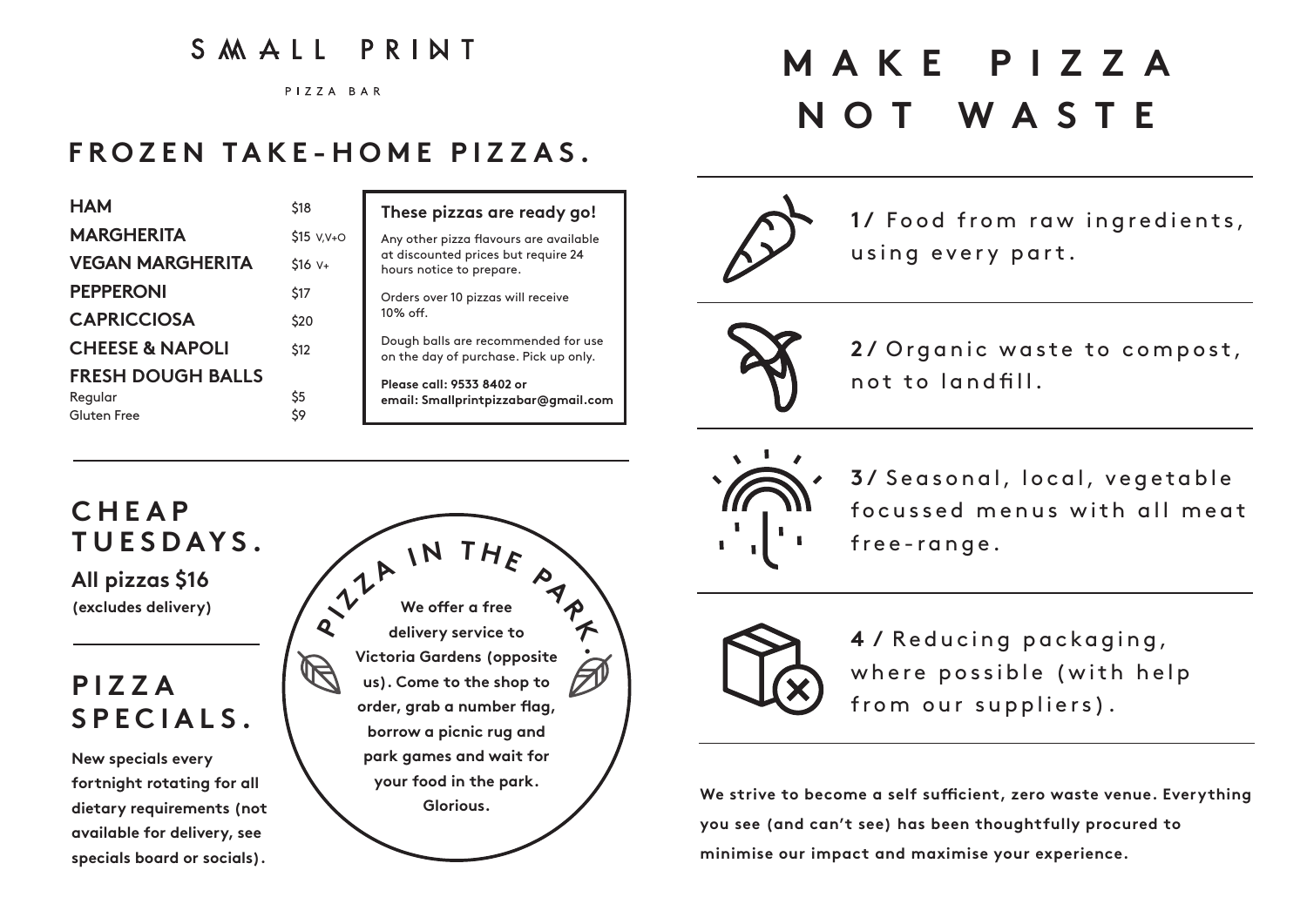# SMALL PRINT

PIZZA BAR

## FROZEN TAKE-HOME PIZZAS.

| | |
|---|---|
| **HAM** | $18 |
| **MARGHERITA** | $15 V,V+O |
| **VEGAN MARGHERITA** | $16 V+ |
| **PEPPERONI** | $17 |
| **CAPRICCIOSA** | $20 |
| **CHEESE & NAPOLI** | $12 |
| **FRESH DOUGH BALLS** | |
| Regular | $5 |
| Gluten Free | $9 |

**These pizzas are ready go!**

Any other pizza flavours are available at discounted prices but require 24 hours notice to prepare.

Orders over 10 pizzas will receive 10% off.

Dough balls are recommended for use on the day of purchase. Pick up only.

**Please call: 9533 8402 or email: Smallprintpizzabar@gmail.com**

## CHEAP TUESDAYS.

**All pizzas $16**

**(excludes delivery)**

## PIZZA SPECIALS.

**New specials every fortnight rotating for all dietary requirements (not available for delivery, see specials board or socials).**

## PIZZA IN THE PARK.

**We offer a free delivery service to Victoria Gardens (opposite us). Come to the shop to order, grab a number flag, borrow a picnic rug and park games and wait for your food in the park. Glorious.**

# MAKE PIZZA NOT WASTE

**1/** Food from raw ingredients, using every part.

**2/** Organic waste to compost, not to landfill.

**3/** Seasonal, local, vegetable focussed menus with all meat free-range.

**4 /** Reducing packaging, where possible (with help from our suppliers).

**We strive to become a self sufficient, zero waste venue. Everything you see (and can't see) has been thoughtfully procured to minimise our impact and maximise your experience.**